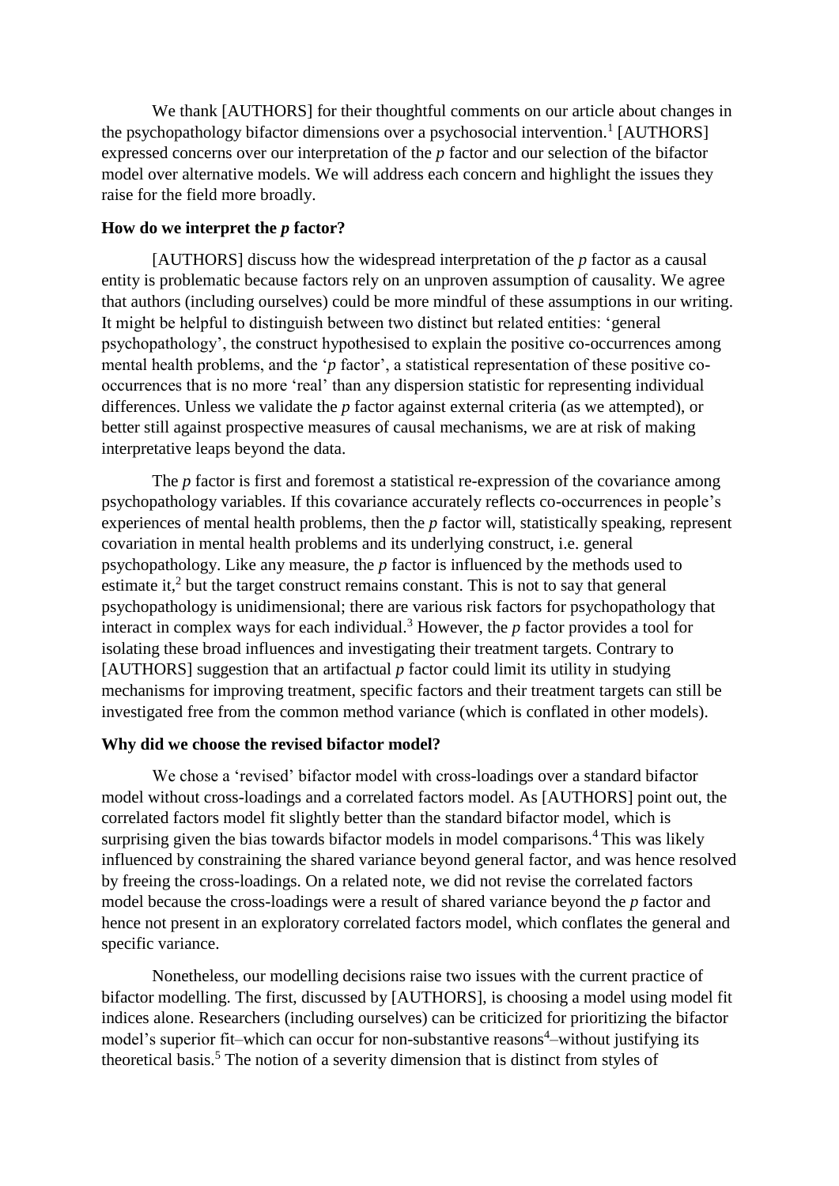We thank [AUTHORS] for their thoughtful comments on our article about changes in the psychopathology bifactor dimensions over a psychosocial intervention.[1] [AUTHORS] expressed concerns over our interpretation of the *p* factor and our selection of the bifactor model over alternative models. We will address each concern and highlight the issues they raise for the field more broadly.

**How do we interpret the *p* factor?**

[AUTHORS] discuss how the widespread interpretation of the *p* factor as a causal entity is problematic because factors rely on an unproven assumption of causality. We agree that authors (including ourselves) could be more mindful of these assumptions in our writing. It might be helpful to distinguish between two distinct but related entities: 'general psychopathology', the construct hypothesised to explain the positive co-occurrences among mental health problems, and the '*p* factor', a statistical representation of these positive co-occurrences that is no more 'real' than any dispersion statistic for representing individual differences. Unless we validate the *p* factor against external criteria (as we attempted), or better still against prospective measures of causal mechanisms, we are at risk of making interpretative leaps beyond the data.

The *p* factor is first and foremost a statistical re-expression of the covariance among psychopathology variables. If this covariance accurately reflects co-occurrences in people's experiences of mental health problems, then the *p* factor will, statistically speaking, represent covariation in mental health problems and its underlying construct, i.e. general psychopathology. Like any measure, the *p* factor is influenced by the methods used to estimate it,[2] but the target construct remains constant. This is not to say that general psychopathology is unidimensional; there are various risk factors for psychopathology that interact in complex ways for each individual.[3] However, the *p* factor provides a tool for isolating these broad influences and investigating their treatment targets. Contrary to [AUTHORS] suggestion that an artifactual *p* factor could limit its utility in studying mechanisms for improving treatment, specific factors and their treatment targets can still be investigated free from the common method variance (which is conflated in other models).

**Why did we choose the revised bifactor model?**

We chose a 'revised' bifactor model with cross-loadings over a standard bifactor model without cross-loadings and a correlated factors model. As [AUTHORS] point out, the correlated factors model fit slightly better than the standard bifactor model, which is surprising given the bias towards bifactor models in model comparisons.[4] This was likely influenced by constraining the shared variance beyond general factor, and was hence resolved by freeing the cross-loadings. On a related note, we did not revise the correlated factors model because the cross-loadings were a result of shared variance beyond the *p* factor and hence not present in an exploratory correlated factors model, which conflates the general and specific variance.

Nonetheless, our modelling decisions raise two issues with the current practice of bifactor modelling. The first, discussed by [AUTHORS], is choosing a model using model fit indices alone. Researchers (including ourselves) can be criticized for prioritizing the bifactor model's superior fit–which can occur for non-substantive reasons[4]–without justifying its theoretical basis.[5] The notion of a severity dimension that is distinct from styles of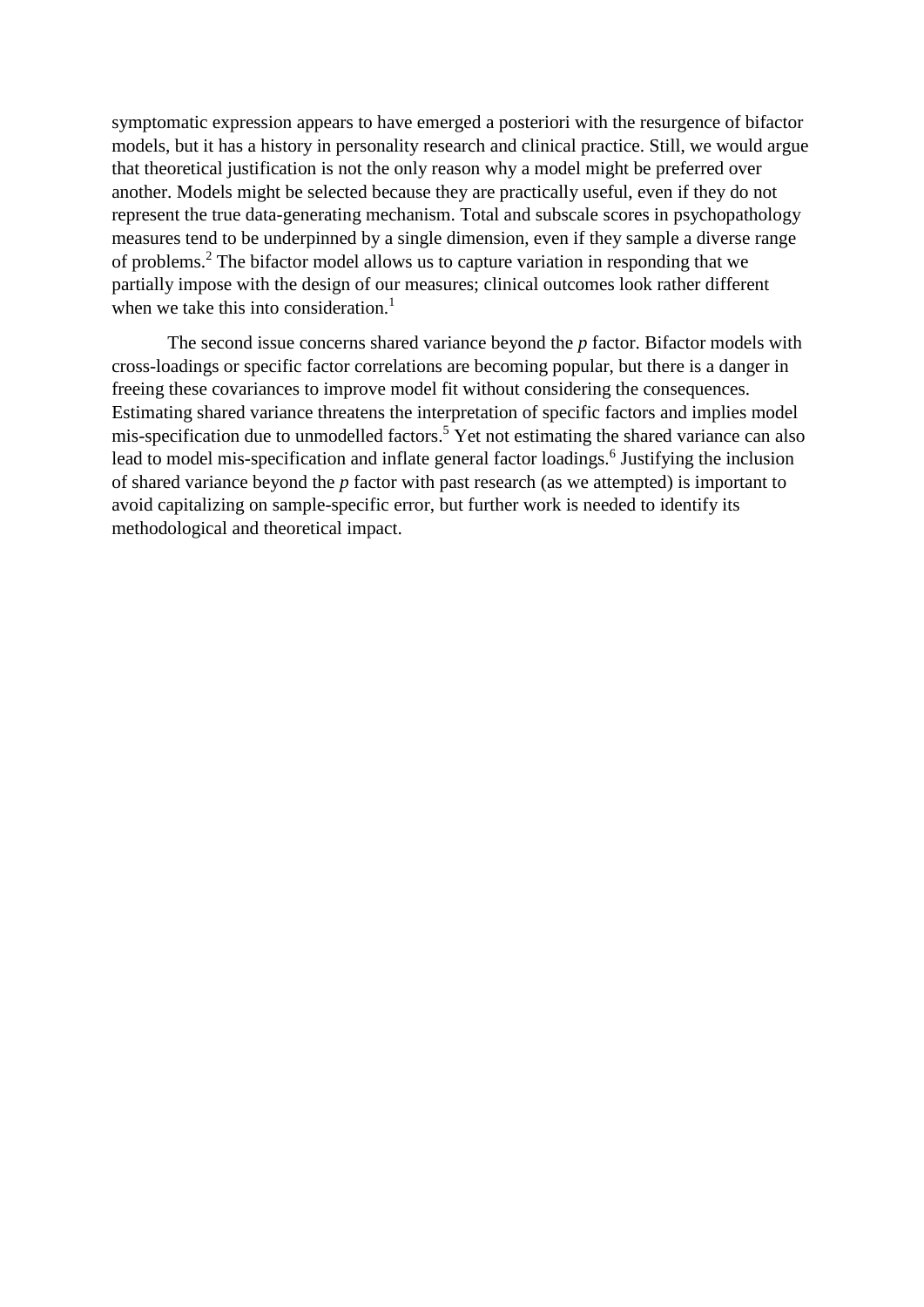symptomatic expression appears to have emerged a posteriori with the resurgence of bifactor models, but it has a history in personality research and clinical practice. Still, we would argue that theoretical justification is not the only reason why a model might be preferred over another. Models might be selected because they are practically useful, even if they do not represent the true data-generating mechanism. Total and subscale scores in psychopathology measures tend to be underpinned by a single dimension, even if they sample a diverse range of problems.[2] The bifactor model allows us to capture variation in responding that we partially impose with the design of our measures; clinical outcomes look rather different when we take this into consideration.[1]

The second issue concerns shared variance beyond the *p* factor. Bifactor models with cross-loadings or specific factor correlations are becoming popular, but there is a danger in freeing these covariances to improve model fit without considering the consequences. Estimating shared variance threatens the interpretation of specific factors and implies model mis-specification due to unmodelled factors.[5] Yet not estimating the shared variance can also lead to model mis-specification and inflate general factor loadings.[6] Justifying the inclusion of shared variance beyond the *p* factor with past research (as we attempted) is important to avoid capitalizing on sample-specific error, but further work is needed to identify its methodological and theoretical impact.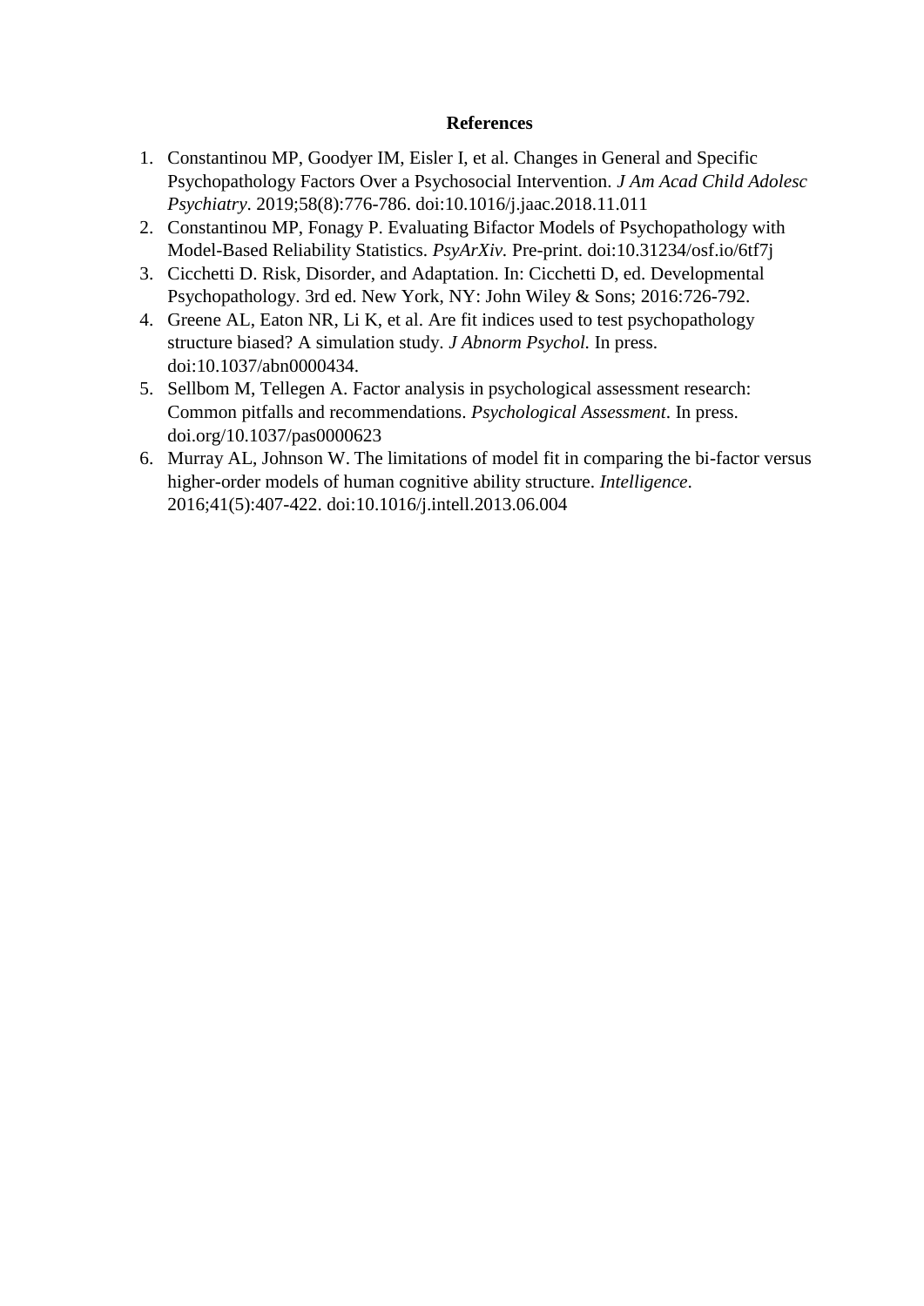**References**

1. Constantinou MP, Goodyer IM, Eisler I, et al. Changes in General and Specific Psychopathology Factors Over a Psychosocial Intervention. *J Am Acad Child Adolesc Psychiatry*. 2019;58(8):776-786. doi:10.1016/j.jaac.2018.11.011
2. Constantinou MP, Fonagy P. Evaluating Bifactor Models of Psychopathology with Model-Based Reliability Statistics. *PsyArXiv.* Pre-print. doi:10.31234/osf.io/6tf7j
3. Cicchetti D. Risk, Disorder, and Adaptation. In: Cicchetti D, ed. Developmental Psychopathology. 3rd ed. New York, NY: John Wiley & Sons; 2016:726-792.
4. Greene AL, Eaton NR, Li K, et al. Are fit indices used to test psychopathology structure biased? A simulation study. *J Abnorm Psychol.* In press. doi:10.1037/abn0000434.
5. Sellbom M, Tellegen A. Factor analysis in psychological assessment research: Common pitfalls and recommendations. *Psychological Assessment*. In press. doi.org/10.1037/pas0000623
6. Murray AL, Johnson W. The limitations of model fit in comparing the bi-factor versus higher-order models of human cognitive ability structure. *Intelligence*. 2016;41(5):407-422. doi:10.1016/j.intell.2013.06.004